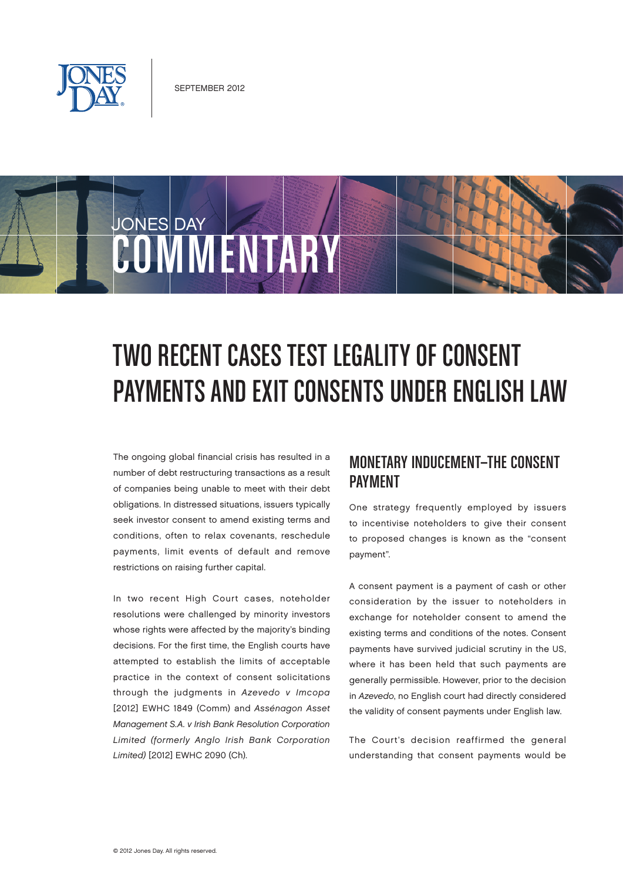SEPTEMBER 2012

JONES DAY

COMMENTARY

# TWO RECENT CASES TEST LEGALITY OF CONSENT PAYMENTS AND EXIT CONSENTS UNDER ENGLISH LAW

The ongoing global financial crisis has resulted in a number of debt restructuring transactions as a result of companies being unable to meet with their debt obligations. In distressed situations, issuers typically seek investor consent to amend existing terms and conditions, often to relax covenants, reschedule payments, limit events of default and remove restrictions on raising further capital.

In two recent High Court cases, noteholder resolutions were challenged by minority investors whose rights were affected by the majority's binding decisions. For the first time, the English courts have attempted to establish the limits of acceptable practice in the context of consent solicitations through the judgments in *Azevedo v Imcopa* [2012] EWHC 1849 (Comm) and *Asségnagon Asset Management S.A. v Irish Bank Resolution Corporation Limited (formerly Anglo Irish Bank Corporation Limited)* [2012] EWHC 2090 (Ch).

## MONETARY INDUCEMENT—THE CONSENT PAYMENT

One strategy frequently employed by issuers to incentivise noteholders to give their consent to proposed changes is known as the "consent payment".

A consent payment is a payment of cash or other consideration by the issuer to noteholders in exchange for noteholder consent to amend the existing terms and conditions of the notes. Consent payments have survived judicial scrutiny in the US, where it has been held that such payments are generally permissible. However, prior to the decision in *Azevedo*, no English court had directly considered the validity of consent payments under English law.

The Court's decision reaffirmed the general understanding that consent payments would be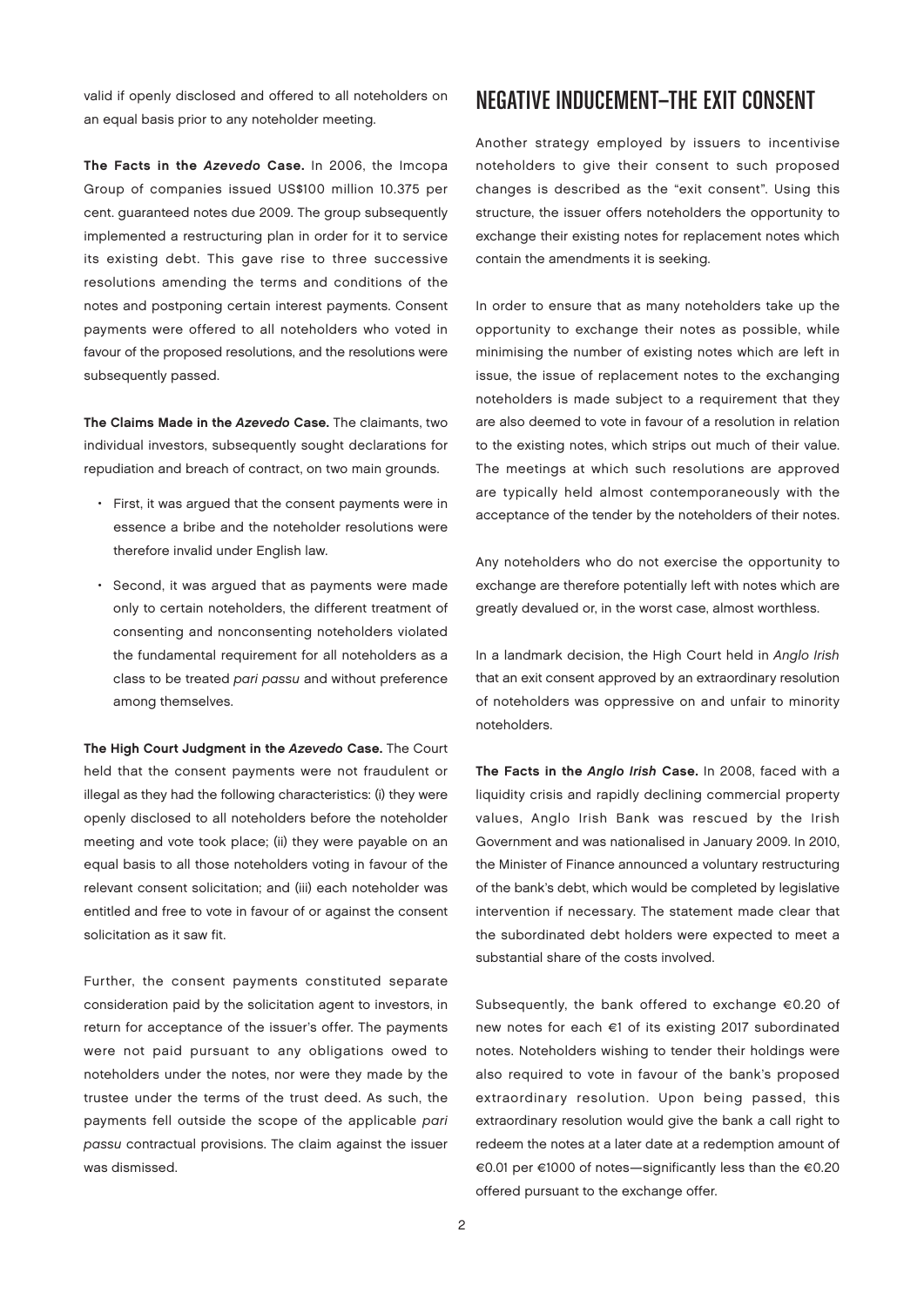valid if openly disclosed and offered to all noteholders on an equal basis prior to any noteholder meeting.

**The Facts in the *Azevedo* Case.** In 2006, the Imcopa Group of companies issued US$100 million 10.375 per cent. guaranteed notes due 2009. The group subsequently implemented a restructuring plan in order for it to service its existing debt. This gave rise to three successive resolutions amending the terms and conditions of the notes and postponing certain interest payments. Consent payments were offered to all noteholders who voted in favour of the proposed resolutions, and the resolutions were subsequently passed.

**The Claims Made in the *Azevedo* Case.** The claimants, two individual investors, subsequently sought declarations for repudiation and breach of contract, on two main grounds.

- First, it was argued that the consent payments were in essence a bribe and the noteholder resolutions were therefore invalid under English law.
- Second, it was argued that as payments were made only to certain noteholders, the different treatment of consenting and nonconsenting noteholders violated the fundamental requirement for all noteholders as a class to be treated *pari passu* and without preference among themselves.

**The High Court Judgment in the *Azevedo* Case.** The Court held that the consent payments were not fraudulent or illegal as they had the following characteristics: (i) they were openly disclosed to all noteholders before the noteholder meeting and vote took place; (ii) they were payable on an equal basis to all those noteholders voting in favour of the relevant consent solicitation; and (iii) each noteholder was entitled and free to vote in favour of or against the consent solicitation as it saw fit.

Further, the consent payments constituted separate consideration paid by the solicitation agent to investors, in return for acceptance of the issuer's offer. The payments were not paid pursuant to any obligations owed to noteholders under the notes, nor were they made by the trustee under the terms of the trust deed. As such, the payments fell outside the scope of the applicable *pari passu* contractual provisions. The claim against the issuer was dismissed.

## NEGATIVE INDUCEMENT—THE EXIT CONSENT

Another strategy employed by issuers to incentivise noteholders to give their consent to such proposed changes is described as the "exit consent". Using this structure, the issuer offers noteholders the opportunity to exchange their existing notes for replacement notes which contain the amendments it is seeking.

In order to ensure that as many noteholders take up the opportunity to exchange their notes as possible, while minimising the number of existing notes which are left in issue, the issue of replacement notes to the exchanging noteholders is made subject to a requirement that they are also deemed to vote in favour of a resolution in relation to the existing notes, which strips out much of their value. The meetings at which such resolutions are approved are typically held almost contemporaneously with the acceptance of the tender by the noteholders of their notes.

Any noteholders who do not exercise the opportunity to exchange are therefore potentially left with notes which are greatly devalued or, in the worst case, almost worthless.

In a landmark decision, the High Court held in *Anglo Irish* that an exit consent approved by an extraordinary resolution of noteholders was oppressive on and unfair to minority noteholders.

**The Facts in the *Anglo Irish* Case.** In 2008, faced with a liquidity crisis and rapidly declining commercial property values, Anglo Irish Bank was rescued by the Irish Government and was nationalised in January 2009. In 2010, the Minister of Finance announced a voluntary restructuring of the bank's debt, which would be completed by legislative intervention if necessary. The statement made clear that the subordinated debt holders were expected to meet a substantial share of the costs involved.

Subsequently, the bank offered to exchange €0.20 of new notes for each €1 of its existing 2017 subordinated notes. Noteholders wishing to tender their holdings were also required to vote in favour of the bank's proposed extraordinary resolution. Upon being passed, this extraordinary resolution would give the bank a call right to redeem the notes at a later date at a redemption amount of €0.01 per €1000 of notes—significantly less than the €0.20 offered pursuant to the exchange offer.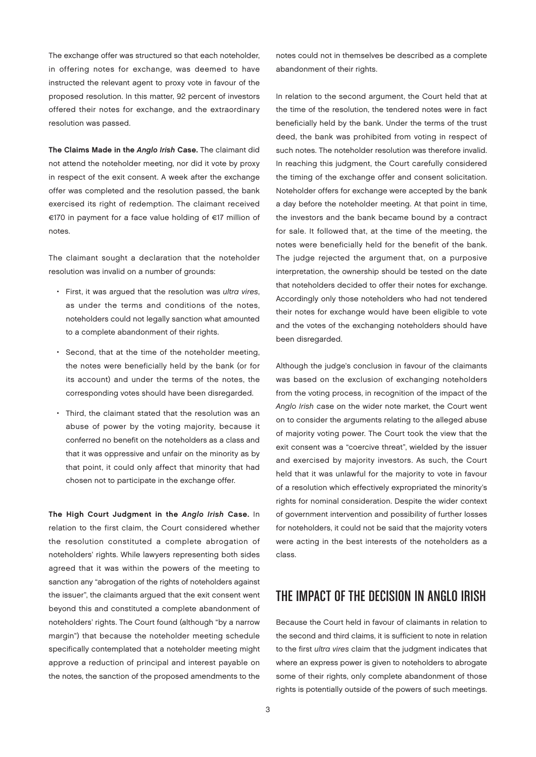The exchange offer was structured so that each noteholder, in offering notes for exchange, was deemed to have instructed the relevant agent to proxy vote in favour of the proposed resolution. In this matter, 92 percent of investors offered their notes for exchange, and the extraordinary resolution was passed.

**The Claims Made in the *Anglo Irish* Case.** The claimant did not attend the noteholder meeting, nor did it vote by proxy in respect of the exit consent. A week after the exchange offer was completed and the resolution passed, the bank exercised its right of redemption. The claimant received €170 in payment for a face value holding of €17 million of notes.

The claimant sought a declaration that the noteholder resolution was invalid on a number of grounds:

- First, it was argued that the resolution was *ultra vires*, as under the terms and conditions of the notes, noteholders could not legally sanction what amounted to a complete abandonment of their rights.
- Second, that at the time of the noteholder meeting, the notes were beneficially held by the bank (or for its account) and under the terms of the notes, the corresponding votes should have been disregarded.
- Third, the claimant stated that the resolution was an abuse of power by the voting majority, because it conferred no benefit on the noteholders as a class and that it was oppressive and unfair on the minority as by that point, it could only affect that minority that had chosen not to participate in the exchange offer.

**The High Court Judgment in the *Anglo Irish* Case.** In relation to the first claim, the Court considered whether the resolution constituted a complete abrogation of noteholders' rights. While lawyers representing both sides agreed that it was within the powers of the meeting to sanction any "abrogation of the rights of noteholders against the issuer", the claimants argued that the exit consent went beyond this and constituted a complete abandonment of noteholders' rights. The Court found (although "by a narrow margin") that because the noteholder meeting schedule specifically contemplated that a noteholder meeting might approve a reduction of principal and interest payable on the notes, the sanction of the proposed amendments to the notes could not in themselves be described as a complete abandonment of their rights.

In relation to the second argument, the Court held that at the time of the resolution, the tendered notes were in fact beneficially held by the bank. Under the terms of the trust deed, the bank was prohibited from voting in respect of such notes. The noteholder resolution was therefore invalid. In reaching this judgment, the Court carefully considered the timing of the exchange offer and consent solicitation. Noteholder offers for exchange were accepted by the bank a day before the noteholder meeting. At that point in time, the investors and the bank became bound by a contract for sale. It followed that, at the time of the meeting, the notes were beneficially held for the benefit of the bank. The judge rejected the argument that, on a purposive interpretation, the ownership should be tested on the date that noteholders decided to offer their notes for exchange. Accordingly only those noteholders who had not tendered their notes for exchange would have been eligible to vote and the votes of the exchanging noteholders should have been disregarded.

Although the judge's conclusion in favour of the claimants was based on the exclusion of exchanging noteholders from the voting process, in recognition of the impact of the *Anglo Irish* case on the wider note market, the Court went on to consider the arguments relating to the alleged abuse of majority voting power. The Court took the view that the exit consent was a "coercive threat", wielded by the issuer and exercised by majority investors. As such, the Court held that it was unlawful for the majority to vote in favour of a resolution which effectively expropriated the minority's rights for nominal consideration. Despite the wider context of government intervention and possibility of further losses for noteholders, it could not be said that the majority voters were acting in the best interests of the noteholders as a class.

## THE IMPACT OF THE DECISION IN ANGLO IRISH

Because the Court held in favour of claimants in relation to the second and third claims, it is sufficient to note in relation to the first *ultra vires* claim that the judgment indicates that where an express power is given to noteholders to abrogate some of their rights, only complete abandonment of those rights is potentially outside of the powers of such meetings.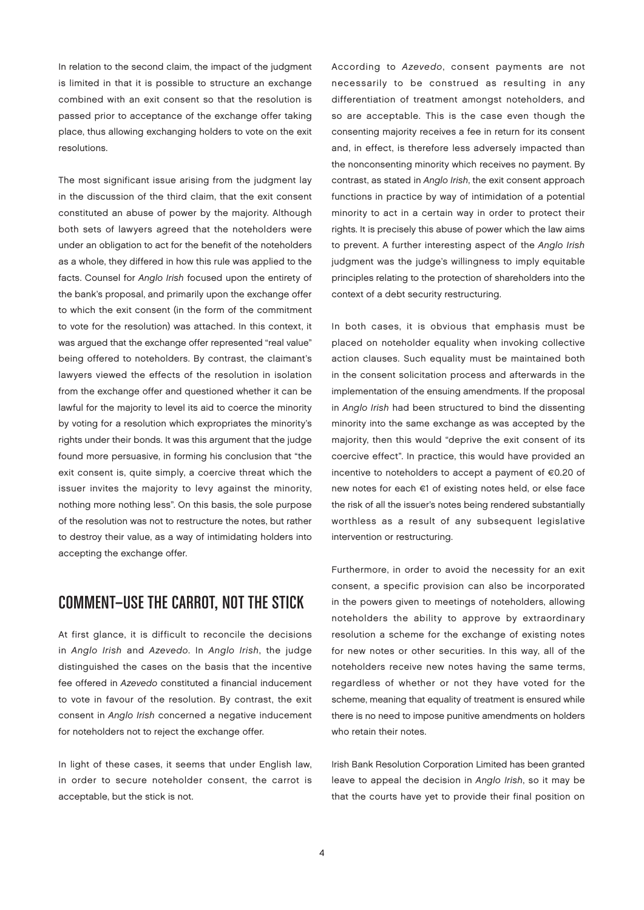In relation to the second claim, the impact of the judgment is limited in that it is possible to structure an exchange combined with an exit consent so that the resolution is passed prior to acceptance of the exchange offer taking place, thus allowing exchanging holders to vote on the exit resolutions.

The most significant issue arising from the judgment lay in the discussion of the third claim, that the exit consent constituted an abuse of power by the majority. Although both sets of lawyers agreed that the noteholders were under an obligation to act for the benefit of the noteholders as a whole, they differed in how this rule was applied to the facts. Counsel for *Anglo Irish* focused upon the entirety of the bank's proposal, and primarily upon the exchange offer to which the exit consent (in the form of the commitment to vote for the resolution) was attached. In this context, it was argued that the exchange offer represented "real value" being offered to noteholders. By contrast, the claimant's lawyers viewed the effects of the resolution in isolation from the exchange offer and questioned whether it can be lawful for the majority to level its aid to coerce the minority by voting for a resolution which expropriates the minority's rights under their bonds. It was this argument that the judge found more persuasive, in forming his conclusion that "the exit consent is, quite simply, a coercive threat which the issuer invites the majority to levy against the minority, nothing more nothing less". On this basis, the sole purpose of the resolution was not to restructure the notes, but rather to destroy their value, as a way of intimidating holders into accepting the exchange offer.

## COMMENT–USE THE CARROT, NOT THE STICK

At first glance, it is difficult to reconcile the decisions in *Anglo Irish* and *Azevedo*. In *Anglo Irish*, the judge distinguished the cases on the basis that the incentive fee offered in *Azevedo* constituted a financial inducement to vote in favour of the resolution. By contrast, the exit consent in *Anglo Irish* concerned a negative inducement for noteholders not to reject the exchange offer.

In light of these cases, it seems that under English law, in order to secure noteholder consent, the carrot is acceptable, but the stick is not.

According to *Azevedo*, consent payments are not necessarily to be construed as resulting in any differentiation of treatment amongst noteholders, and so are acceptable. This is the case even though the consenting majority receives a fee in return for its consent and, in effect, is therefore less adversely impacted than the nonconsenting minority which receives no payment. By contrast, as stated in *Anglo Irish*, the exit consent approach functions in practice by way of intimidation of a potential minority to act in a certain way in order to protect their rights. It is precisely this abuse of power which the law aims to prevent. A further interesting aspect of the *Anglo Irish* judgment was the judge's willingness to imply equitable principles relating to the protection of shareholders into the context of a debt security restructuring.

In both cases, it is obvious that emphasis must be placed on noteholder equality when invoking collective action clauses. Such equality must be maintained both in the consent solicitation process and afterwards in the implementation of the ensuing amendments. If the proposal in *Anglo Irish* had been structured to bind the dissenting minority into the same exchange as was accepted by the majority, then this would "deprive the exit consent of its coercive effect". In practice, this would have provided an incentive to noteholders to accept a payment of €0.20 of new notes for each €1 of existing notes held, or else face the risk of all the issuer's notes being rendered substantially worthless as a result of any subsequent legislative intervention or restructuring.

Furthermore, in order to avoid the necessity for an exit consent, a specific provision can also be incorporated in the powers given to meetings of noteholders, allowing noteholders the ability to approve by extraordinary resolution a scheme for the exchange of existing notes for new notes or other securities. In this way, all of the noteholders receive new notes having the same terms, regardless of whether or not they have voted for the scheme, meaning that equality of treatment is ensured while there is no need to impose punitive amendments on holders who retain their notes.

Irish Bank Resolution Corporation Limited has been granted leave to appeal the decision in *Anglo Irish*, so it may be that the courts have yet to provide their final position on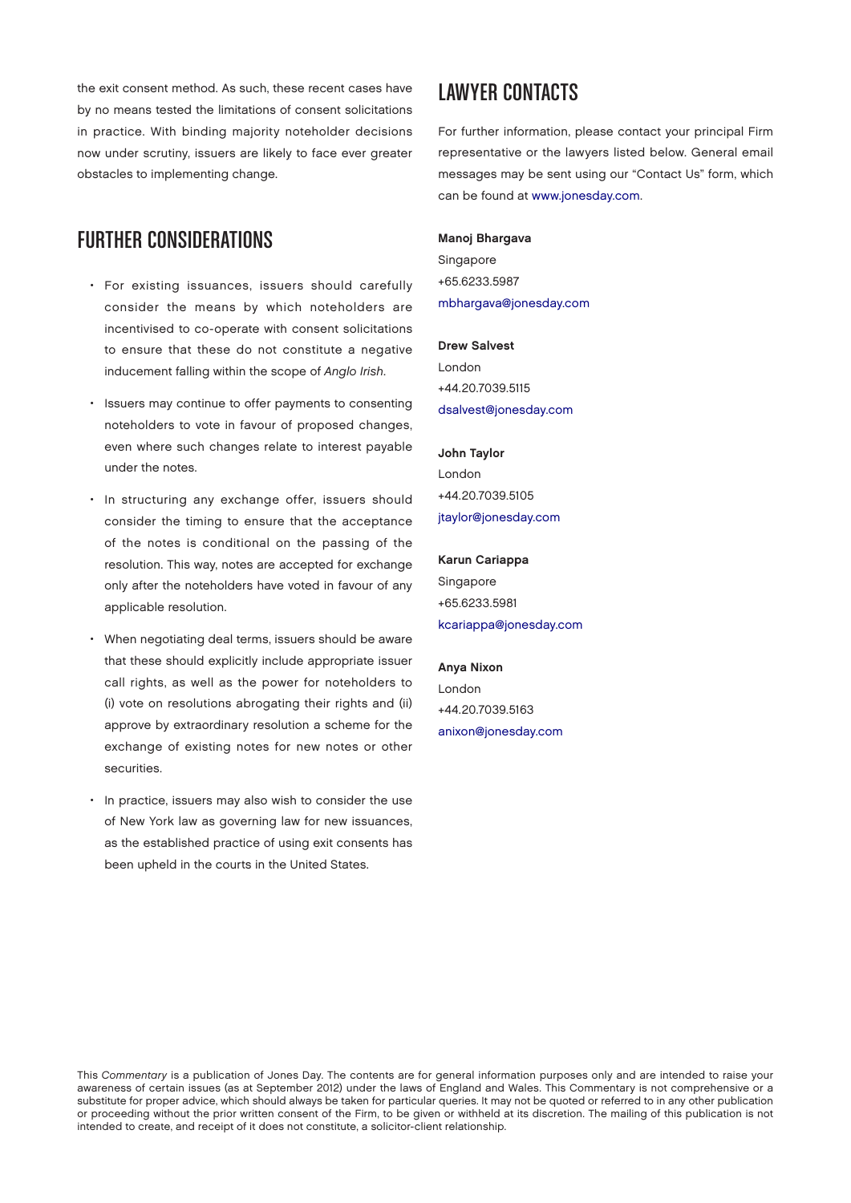the exit consent method. As such, these recent cases have by no means tested the limitations of consent solicitations in practice. With binding majority noteholder decisions now under scrutiny, issuers are likely to face ever greater obstacles to implementing change.

## FURTHER CONSIDERATIONS

- For existing issuances, issuers should carefully consider the means by which noteholders are incentivised to co-operate with consent solicitations to ensure that these do not constitute a negative inducement falling within the scope of *Anglo Irish*.
- Issuers may continue to offer payments to consenting noteholders to vote in favour of proposed changes, even where such changes relate to interest payable under the notes.
- In structuring any exchange offer, issuers should consider the timing to ensure that the acceptance of the notes is conditional on the passing of the resolution. This way, notes are accepted for exchange only after the noteholders have voted in favour of any applicable resolution.
- When negotiating deal terms, issuers should be aware that these should explicitly include appropriate issuer call rights, as well as the power for noteholders to (i) vote on resolutions abrogating their rights and (ii) approve by extraordinary resolution a scheme for the exchange of existing notes for new notes or other securities.
- In practice, issuers may also wish to consider the use of New York law as governing law for new issuances, as the established practice of using exit consents has been upheld in the courts in the United States.

## LAWYER CONTACTS

For further information, please contact your principal Firm representative or the lawyers listed below. General email messages may be sent using our "Contact Us" form, which can be found at www.jonesday.com.

**Manoj Bhargava**
Singapore
+65.6233.5987
mbhargava@jonesday.com

**Drew Salvest**
London
+44.20.7039.5115
dsalvest@jonesday.com

**John Taylor**
London
+44.20.7039.5105
jtaylor@jonesday.com

**Karun Cariappa**
Singapore
+65.6233.5981
kcariappa@jonesday.com

**Anya Nixon**
London
+44.20.7039.5163
anixon@jonesday.com

This *Commentary* is a publication of Jones Day. The contents are for general information purposes only and are intended to raise your awareness of certain issues (as at September 2012) under the laws of England and Wales. This Commentary is not comprehensive or a substitute for proper advice, which should always be taken for particular queries. It may not be quoted or referred to in any other publication or proceeding without the prior written consent of the Firm, to be given or withheld at its discretion. The mailing of this publication is not intended to create, and receipt of it does not constitute, a solicitor-client relationship.